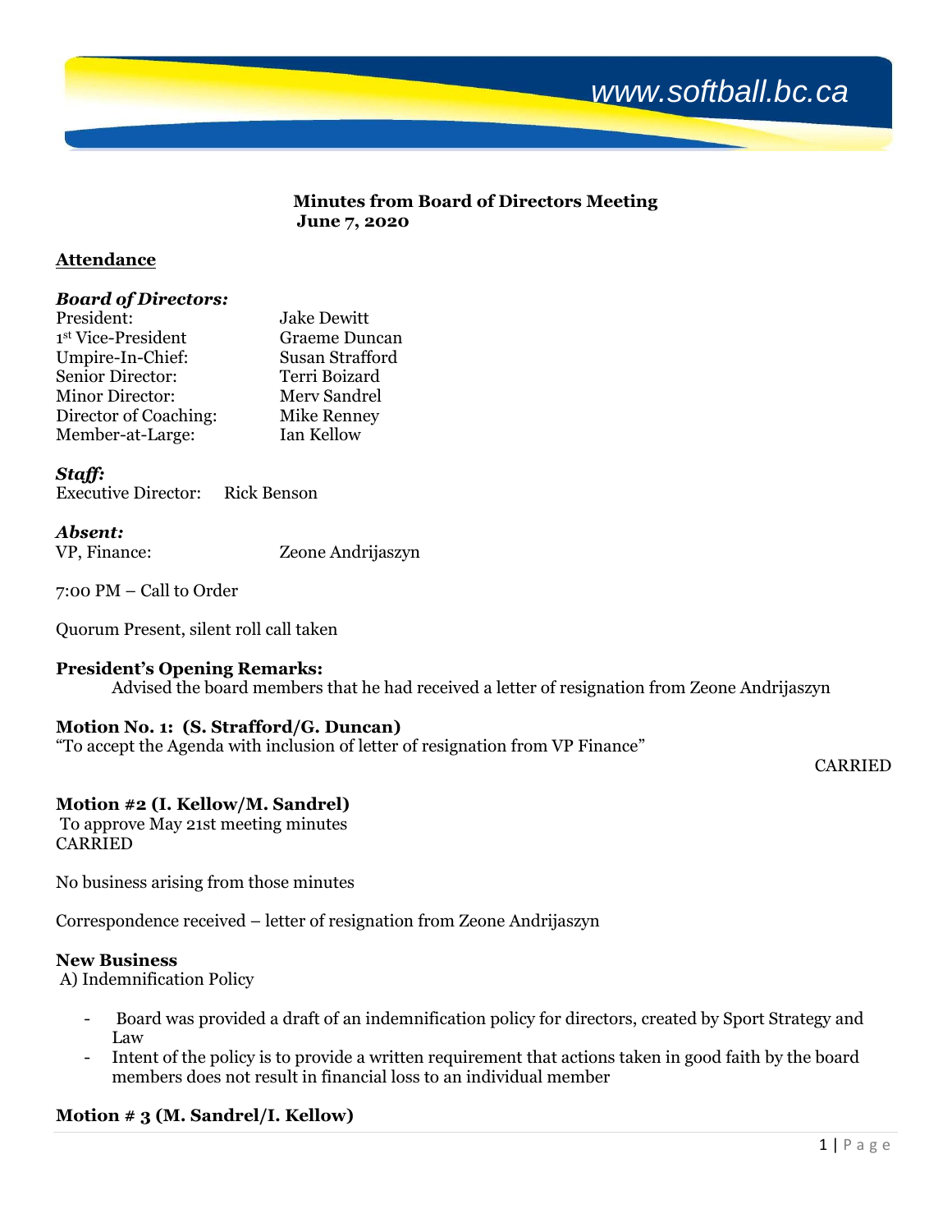www.softball.bc.ca

**Minutes from Board of Directors Meeting**
**June 7, 2020**

## Attendance

### *Board of Directors:*

| | |
|---|---|
| President: | Jake Dewitt |
| 1st Vice-President | Graeme Duncan |
| Umpire-In-Chief: | Susan Strafford |
| Senior Director: | Terri Boizard |
| Minor Director: | Merv Sandrel |
| Director of Coaching: | Mike Renney |
| Member-at-Large: | Ian Kellow |

### *Staff:*

Executive Director: Rick Benson

### *Absent:*

VP, Finance: Zeone Andrijaszyn

7:00 PM – Call to Order

Quorum Present, silent roll call taken

**President's Opening Remarks:**

Advised the board members that he had received a letter of resignation from Zeone Andrijaszyn

**Motion No. 1: (S. Strafford/G. Duncan)**

"To accept the Agenda with inclusion of letter of resignation from VP Finance"

CARRIED

**Motion #2 (I. Kellow/M. Sandrel)**

To approve May 21st meeting minutes

CARRIED

No business arising from those minutes

Correspondence received – letter of resignation from Zeone Andrijaszyn

**New Business**

A) Indemnification Policy

- Board was provided a draft of an indemnification policy for directors, created by Sport Strategy and Law
- Intent of the policy is to provide a written requirement that actions taken in good faith by the board members does not result in financial loss to an individual member

**Motion # 3 (M. Sandrel/I. Kellow)**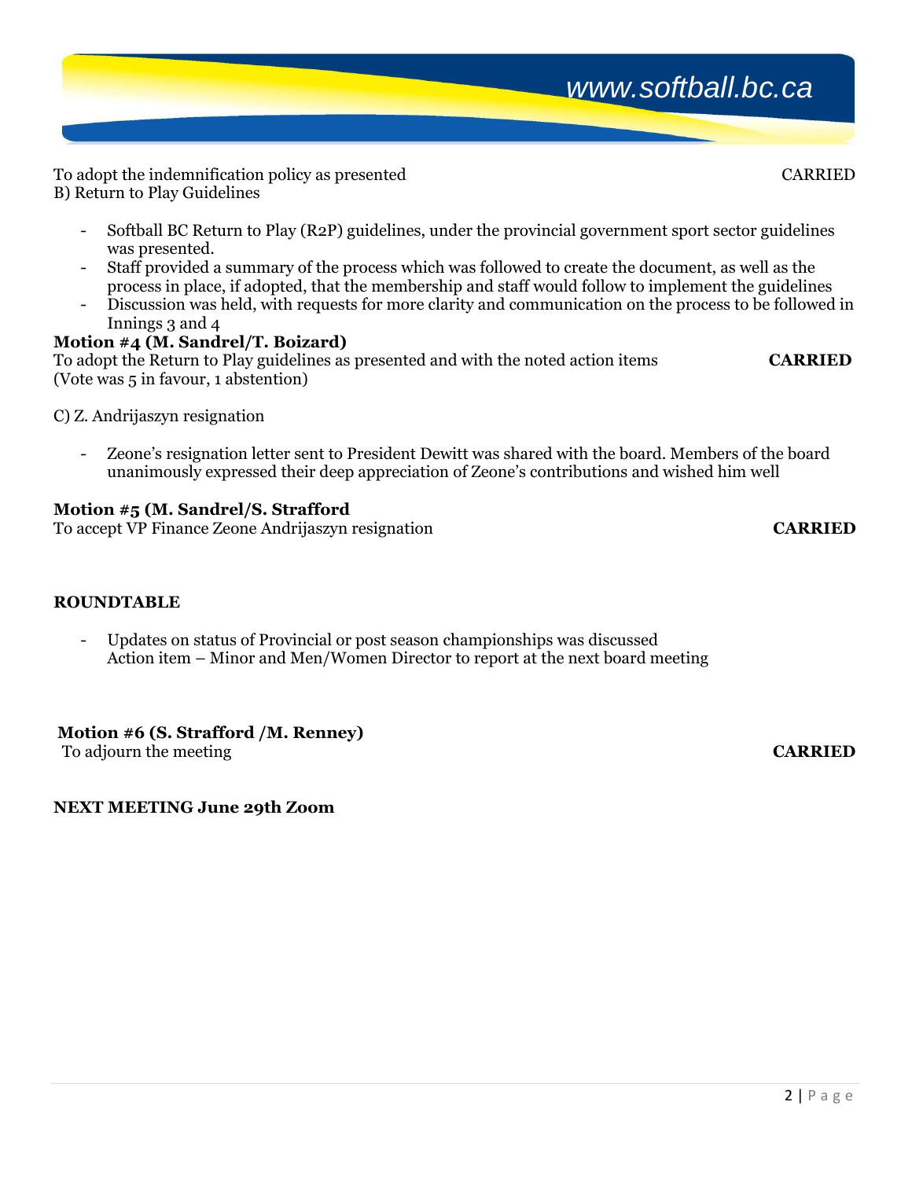To adopt the indemnification policy as presented CARRIED

B) Return to Play Guidelines

- Softball BC Return to Play (R2P) guidelines, under the provincial government sport sector guidelines was presented.
- Staff provided a summary of the process which was followed to create the document, as well as the process in place, if adopted, that the membership and staff would follow to implement the guidelines
- Discussion was held, with requests for more clarity and communication on the process to be followed in Innings 3 and 4

**Motion #4 (M. Sandrel/T. Boizard)**
To adopt the Return to Play guidelines as presented and with the noted action items **CARRIED**
(Vote was 5 in favour, 1 abstention)

C) Z. Andrijaszyn resignation

- Zeone's resignation letter sent to President Dewitt was shared with the board. Members of the board unanimously expressed their deep appreciation of Zeone's contributions and wished him well

**Motion #5 (M. Sandrel/S. Strafford**
To accept VP Finance Zeone Andrijaszyn resignation **CARRIED**

**ROUNDTABLE**

- Updates on status of Provincial or post season championships was discussed
  Action item – Minor and Men/Women Director to report at the next board meeting

**Motion #6 (S. Strafford /M. Renney)**
To adjourn the meeting **CARRIED**

**NEXT MEETING June 29th Zoom**